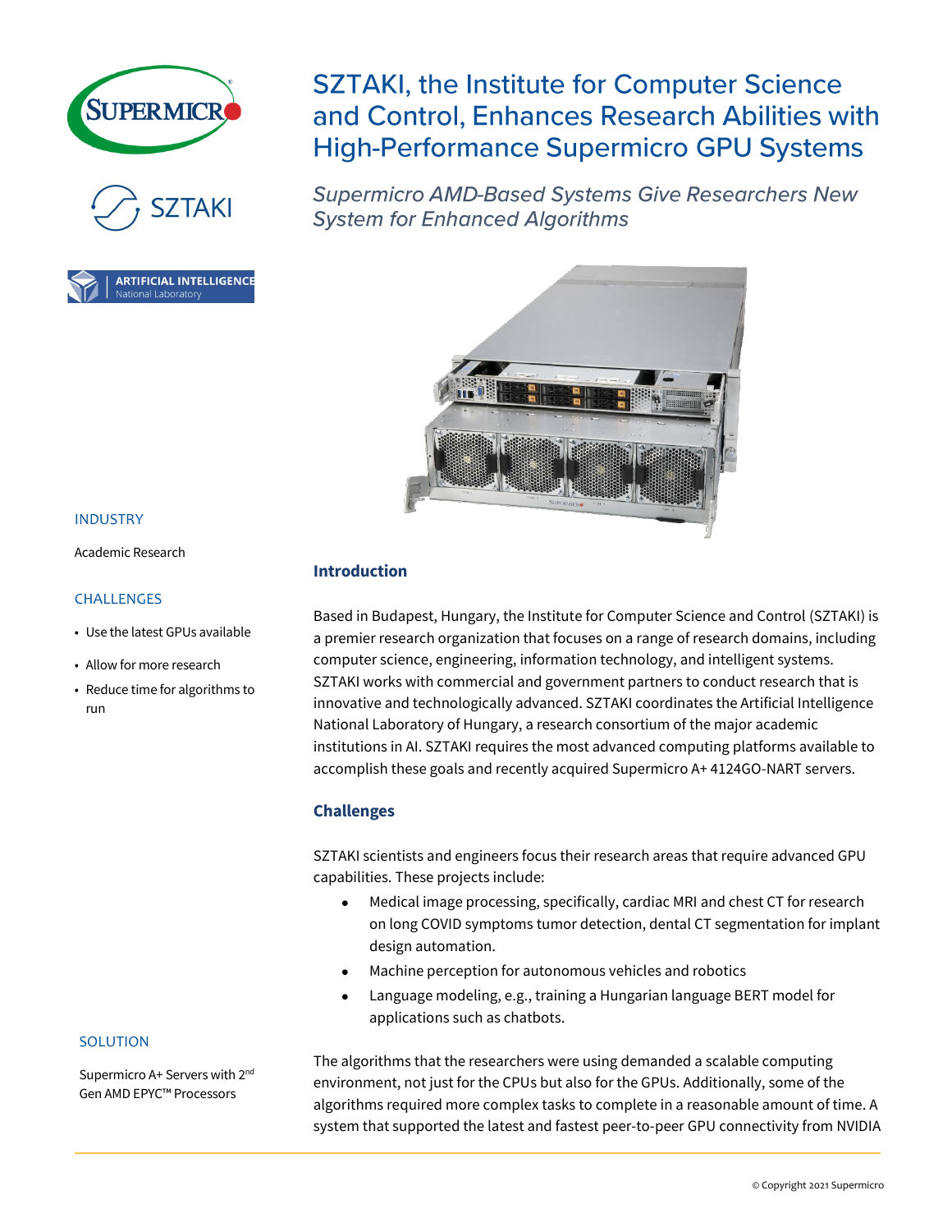# SZTAKI, the Institute for Computer Science and Control, Enhances Research Abilities with High-Performance Supermicro GPU Systems

*Supermicro AMD-Based Systems Give Researchers New System for Enhanced Algorithms*

ARTIFICIAL INTELLIGENCE National Laboratory

INDUSTRY

Academic Research

CHALLENGES

- Use the latest GPUs available
- Allow for more research
- Reduce time for algorithms to run

SOLUTION

Supermicro A+ Servers with 2nd Gen AMD EPYC™ Processors

## Introduction

Based in Budapest, Hungary, the Institute for Computer Science and Control (SZTAKI) is a premier research organization that focuses on a range of research domains, including computer science, engineering, information technology, and intelligent systems. SZTAKI works with commercial and government partners to conduct research that is innovative and technologically advanced. SZTAKI coordinates the Artificial Intelligence National Laboratory of Hungary, a research consortium of the major academic institutions in AI. SZTAKI requires the most advanced computing platforms available to accomplish these goals and recently acquired Supermicro A+ 4124GO-NART servers.

## Challenges

SZTAKI scientists and engineers focus their research areas that require advanced GPU capabilities. These projects include:

- Medical image processing, specifically, cardiac MRI and chest CT for research on long COVID symptoms tumor detection, dental CT segmentation for implant design automation.
- Machine perception for autonomous vehicles and robotics
- Language modeling, e.g., training a Hungarian language BERT model for applications such as chatbots.

The algorithms that the researchers were using demanded a scalable computing environment, not just for the CPUs but also for the GPUs. Additionally, some of the algorithms required more complex tasks to complete in a reasonable amount of time. A system that supported the latest and fastest peer-to-peer GPU connectivity from NVIDIA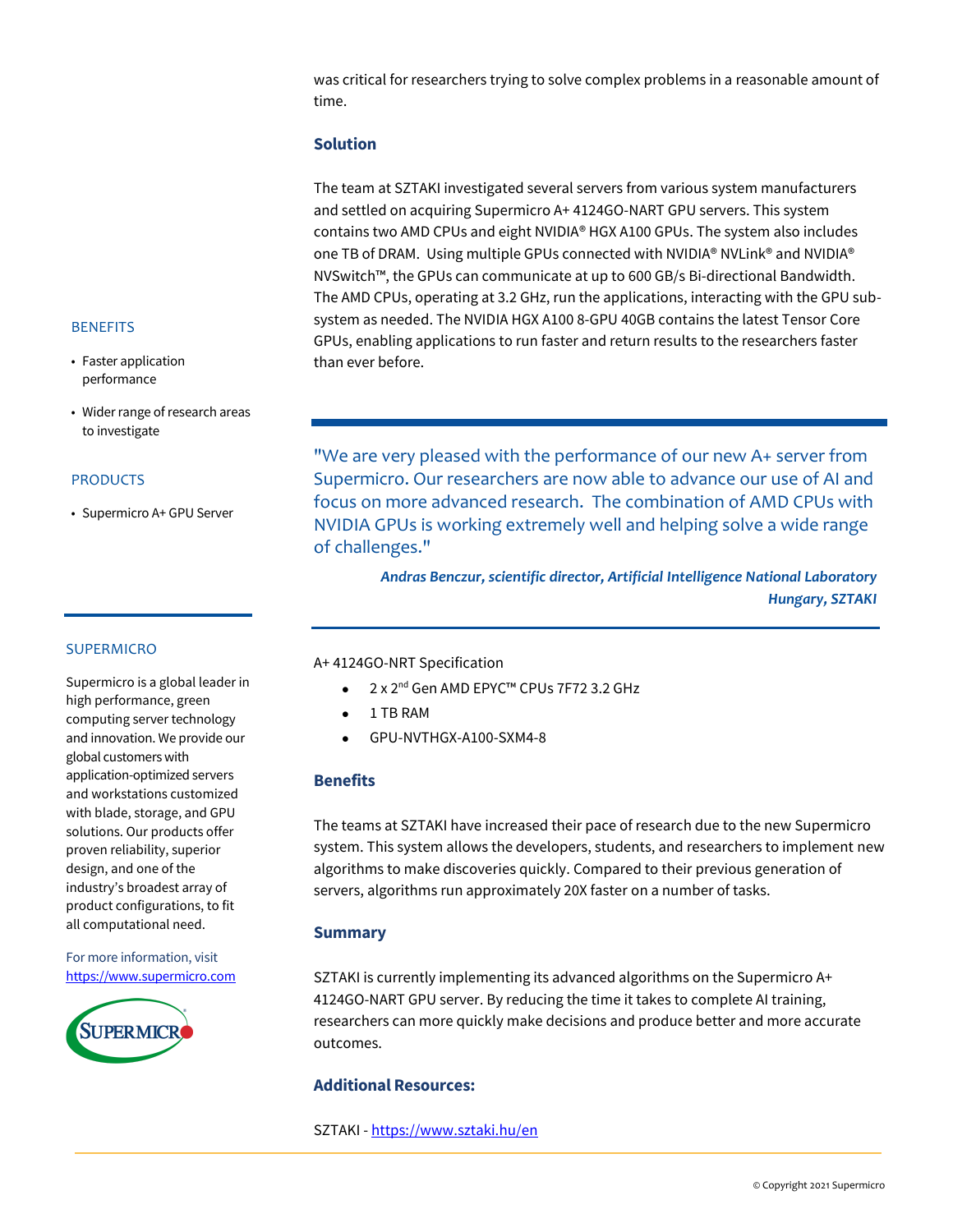was critical for researchers trying to solve complex problems in a reasonable amount of time.

### Solution

The team at SZTAKI investigated several servers from various system manufacturers and settled on acquiring Supermicro A+ 4124GO-NART GPU servers. This system contains two AMD CPUs and eight NVIDIA® HGX A100 GPUs. The system also includes one TB of DRAM. Using multiple GPUs connected with NVIDIA® NVLink® and NVIDIA® NVSwitch™, the GPUs can communicate at up to 600 GB/s Bi-directional Bandwidth. The AMD CPUs, operating at 3.2 GHz, run the applications, interacting with the GPU sub-system as needed. The NVIDIA HGX A100 8-GPU 40GB contains the latest Tensor Core GPUs, enabling applications to run faster and return results to the researchers faster than ever before.

"We are very pleased with the performance of our new A+ server from Supermicro. Our researchers are now able to advance our use of AI and focus on more advanced research. The combination of AMD CPUs with NVIDIA GPUs is working extremely well and helping solve a wide range of challenges."

***Andras Benczur, scientific director, Artificial Intelligence National Laboratory Hungary, SZTAKI***

A+ 4124GO-NRT Specification

- 2 x 2nd Gen AMD EPYC™ CPUs 7F72 3.2 GHz
- 1 TB RAM
- GPU-NVTHGX-A100-SXM4-8

### Benefits

The teams at SZTAKI have increased their pace of research due to the new Supermicro system. This system allows the developers, students, and researchers to implement new algorithms to make discoveries quickly. Compared to their previous generation of servers, algorithms run approximately 20X faster on a number of tasks.

### Summary

SZTAKI is currently implementing its advanced algorithms on the Supermicro A+ 4124GO-NART GPU server. By reducing the time it takes to complete AI training, researchers can more quickly make decisions and produce better and more accurate outcomes.

### Additional Resources:

SZTAKI - https://www.sztaki.hu/en

BENEFITS

- Faster application performance
- Wider range of research areas to investigate

PRODUCTS

- Supermicro A+ GPU Server

SUPERMICRO

Supermicro is a global leader in high performance, green computing server technology and innovation. We provide our global customers with application-optimized servers and workstations customized with blade, storage, and GPU solutions. Our products offer proven reliability, superior design, and one of the industry's broadest array of product configurations, to fit all computational need.

For more information, visit https://www.supermicro.com

© Copyright 2021 Supermicro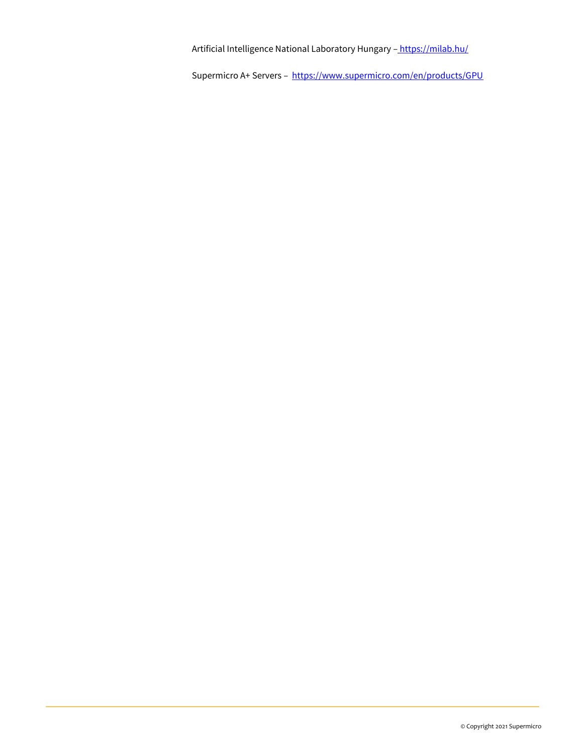Artificial Intelligence National Laboratory Hungary – https://milab.hu/

Supermicro A+ Servers – https://www.supermicro.com/en/products/GPU